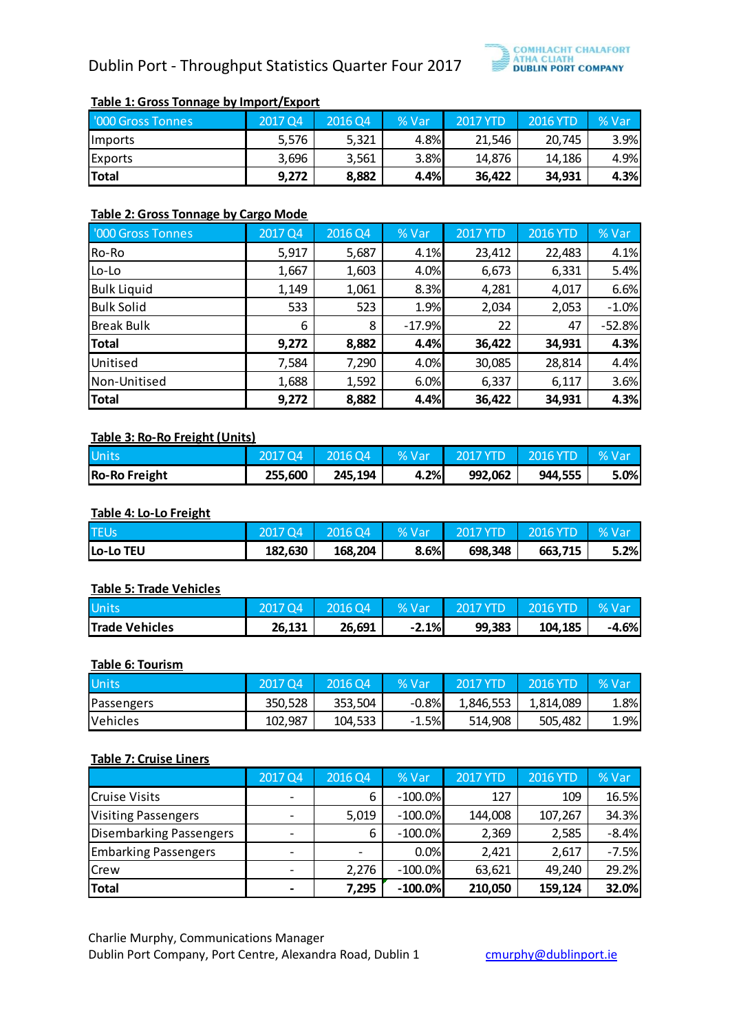# Dublin Port - Throughput Statistics Quarter Four 2017

COMHLACHT CHALAFORT ATHA CLIATH
DUBLIN PORT COMPANY

**Table 1: Gross Tonnage by Import/Export**

| '000 Gross Tonnes | 2017 Q4 | 2016 Q4 | % Var | 2017 YTD | 2016 YTD | % Var |
|---|---|---|---|---|---|---|
| Imports | 5,576 | 5,321 | 4.8% | 21,546 | 20,745 | 3.9% |
| Exports | 3,696 | 3,561 | 3.8% | 14,876 | 14,186 | 4.9% |
| **Total** | **9,272** | **8,882** | **4.4%** | **36,422** | **34,931** | **4.3%** |

**Table 2: Gross Tonnage by Cargo Mode**

| '000 Gross Tonnes | 2017 Q4 | 2016 Q4 | % Var | 2017 YTD | 2016 YTD | % Var |
|---|---|---|---|---|---|---|
| Ro-Ro | 5,917 | 5,687 | 4.1% | 23,412 | 22,483 | 4.1% |
| Lo-Lo | 1,667 | 1,603 | 4.0% | 6,673 | 6,331 | 5.4% |
| Bulk Liquid | 1,149 | 1,061 | 8.3% | 4,281 | 4,017 | 6.6% |
| Bulk Solid | 533 | 523 | 1.9% | 2,034 | 2,053 | -1.0% |
| Break Bulk | 6 | 8 | -17.9% | 22 | 47 | -52.8% |
| **Total** | **9,272** | **8,882** | **4.4%** | **36,422** | **34,931** | **4.3%** |
| Unitised | 7,584 | 7,290 | 4.0% | 30,085 | 28,814 | 4.4% |
| Non-Unitised | 1,688 | 1,592 | 6.0% | 6,337 | 6,117 | 3.6% |
| **Total** | **9,272** | **8,882** | **4.4%** | **36,422** | **34,931** | **4.3%** |

**Table 3: Ro-Ro Freight (Units)**

| Units | 2017 Q4 | 2016 Q4 | % Var | 2017 YTD | 2016 YTD | % Var |
|---|---|---|---|---|---|---|
| **Ro-Ro Freight** | **255,600** | **245,194** | **4.2%** | **992,062** | **944,555** | **5.0%** |

**Table 4: Lo-Lo Freight**

| TEUs | 2017 Q4 | 2016 Q4 | % Var | 2017 YTD | 2016 YTD | % Var |
|---|---|---|---|---|---|---|
| **Lo-Lo TEU** | **182,630** | **168,204** | **8.6%** | **698,348** | **663,715** | **5.2%** |

**Table 5: Trade Vehicles**

| Units | 2017 Q4 | 2016 Q4 | % Var | 2017 YTD | 2016 YTD | % Var |
|---|---|---|---|---|---|---|
| **Trade Vehicles** | **26,131** | **26,691** | **-2.1%** | **99,383** | **104,185** | **-4.6%** |

**Table 6: Tourism**

| Units | 2017 Q4 | 2016 Q4 | % Var | 2017 YTD | 2016 YTD | % Var |
|---|---|---|---|---|---|---|
| Passengers | 350,528 | 353,504 | -0.8% | 1,846,553 | 1,814,089 | 1.8% |
| Vehicles | 102,987 | 104,533 | -1.5% | 514,908 | 505,482 | 1.9% |

**Table 7: Cruise Liners**

| | 2017 Q4 | 2016 Q4 | % Var | 2017 YTD | 2016 YTD | % Var |
|---|---|---|---|---|---|---|
| Cruise Visits | - | 6 | -100.0% | 127 | 109 | 16.5% |
| Visiting Passengers | - | 5,019 | -100.0% | 144,008 | 107,267 | 34.3% |
| Disembarking Passengers | - | 6 | -100.0% | 2,369 | 2,585 | -8.4% |
| Embarking Passengers | - | - | 0.0% | 2,421 | 2,617 | -7.5% |
| Crew | - | 2,276 | -100.0% | 63,621 | 49,240 | 29.2% |
| **Total** | **-** | **7,295** | **-100.0%** | **210,050** | **159,124** | **32.0%** |

Charlie Murphy, Communications Manager
Dublin Port Company, Port Centre, Alexandra Road, Dublin 1 cmurphy@dublinport.ie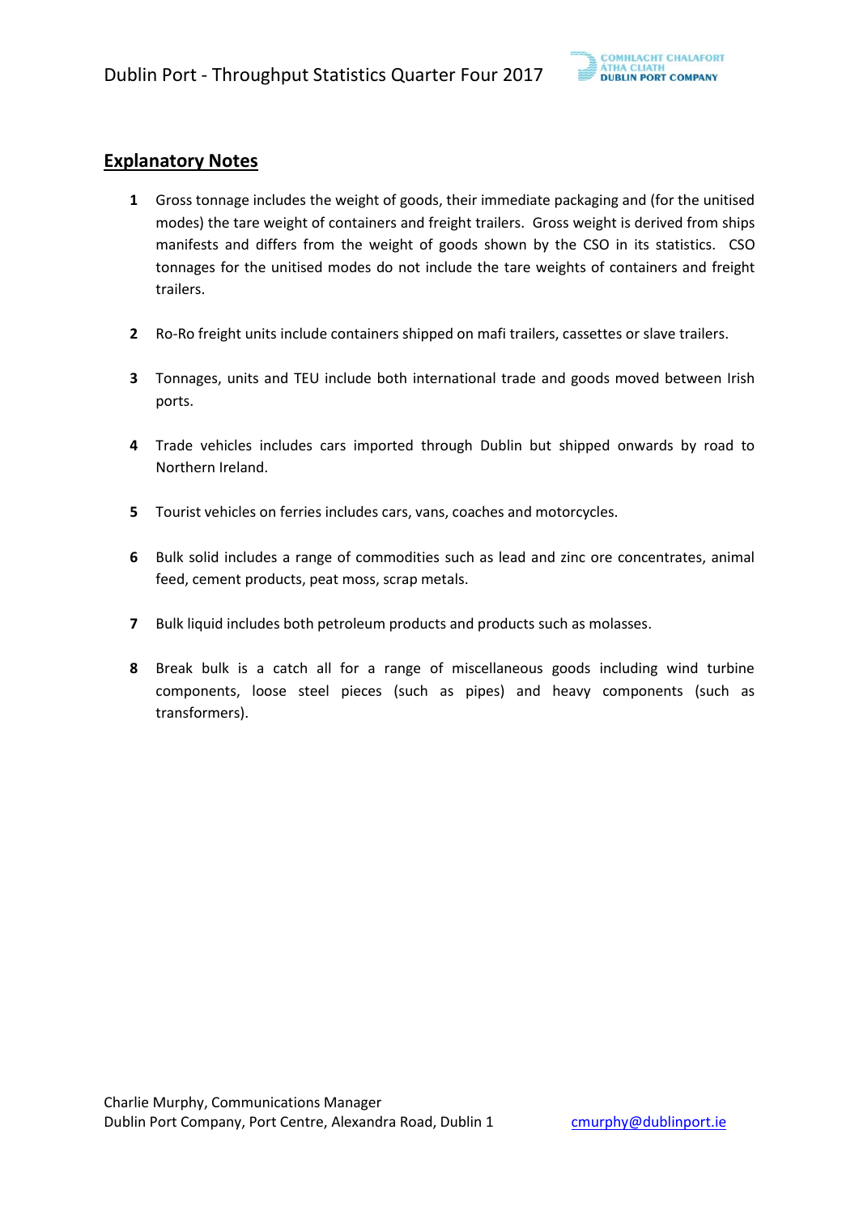## Explanatory Notes

1. Gross tonnage includes the weight of goods, their immediate packaging and (for the unitised modes) the tare weight of containers and freight trailers. Gross weight is derived from ships manifests and differs from the weight of goods shown by the CSO in its statistics. CSO tonnages for the unitised modes do not include the tare weights of containers and freight trailers.

2. Ro-Ro freight units include containers shipped on mafi trailers, cassettes or slave trailers.

3. Tonnages, units and TEU include both international trade and goods moved between Irish ports.

4. Trade vehicles includes cars imported through Dublin but shipped onwards by road to Northern Ireland.

5. Tourist vehicles on ferries includes cars, vans, coaches and motorcycles.

6. Bulk solid includes a range of commodities such as lead and zinc ore concentrates, animal feed, cement products, peat moss, scrap metals.

7. Bulk liquid includes both petroleum products and products such as molasses.

8. Break bulk is a catch all for a range of miscellaneous goods including wind turbine components, loose steel pieces (such as pipes) and heavy components (such as transformers).

Charlie Murphy, Communications Manager
Dublin Port Company, Port Centre, Alexandra Road, Dublin 1 cmurphy@dublinport.ie